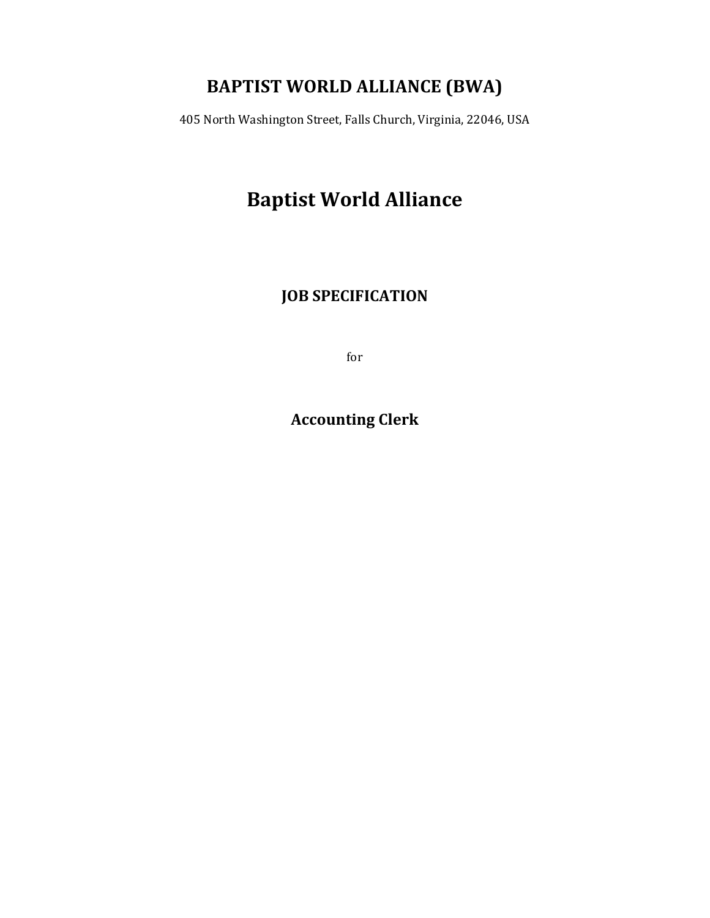# BAPTIST WORLD ALLIANCE (BWA)

405 North Washington Street, Falls Church, Virginia, 22046, USA

# Baptist World Alliance

## JOB SPECIFICATION

for

## Accounting Clerk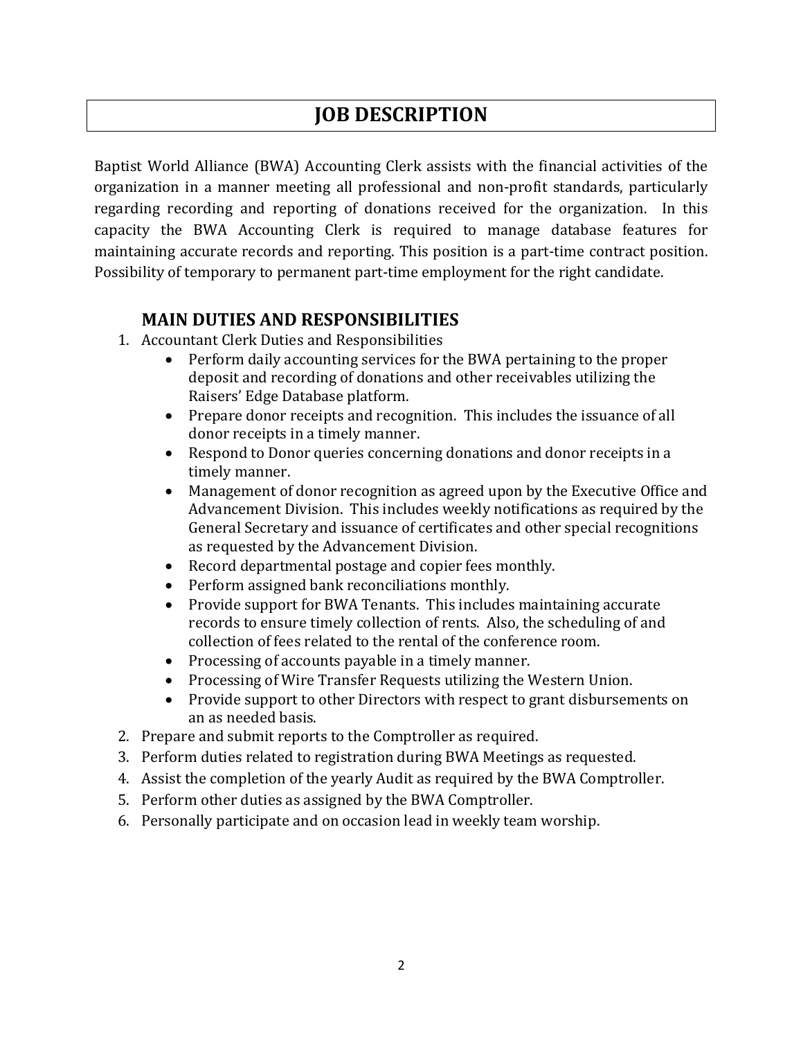# JOB DESCRIPTION

Baptist World Alliance (BWA) Accounting Clerk assists with the financial activities of the organization in a manner meeting all professional and non-profit standards, particularly regarding recording and reporting of donations received for the organization. In this capacity the BWA Accounting Clerk is required to manage database features for maintaining accurate records and reporting. This position is a part-time contract position. Possibility of temporary to permanent part-time employment for the right candidate.

## MAIN DUTIES AND RESPONSIBILITIES

1. Accountant Clerk Duties and Responsibilities
   - Perform daily accounting services for the BWA pertaining to the proper deposit and recording of donations and other receivables utilizing the Raisers' Edge Database platform.
   - Prepare donor receipts and recognition. This includes the issuance of all donor receipts in a timely manner.
   - Respond to Donor queries concerning donations and donor receipts in a timely manner.
   - Management of donor recognition as agreed upon by the Executive Office and Advancement Division. This includes weekly notifications as required by the General Secretary and issuance of certificates and other special recognitions as requested by the Advancement Division.
   - Record departmental postage and copier fees monthly.
   - Perform assigned bank reconciliations monthly.
   - Provide support for BWA Tenants. This includes maintaining accurate records to ensure timely collection of rents. Also, the scheduling of and collection of fees related to the rental of the conference room.
   - Processing of accounts payable in a timely manner.
   - Processing of Wire Transfer Requests utilizing the Western Union.
   - Provide support to other Directors with respect to grant disbursements on an as needed basis.
2. Prepare and submit reports to the Comptroller as required.
3. Perform duties related to registration during BWA Meetings as requested.
4. Assist the completion of the yearly Audit as required by the BWA Comptroller.
5. Perform other duties as assigned by the BWA Comptroller.
6. Personally participate and on occasion lead in weekly team worship.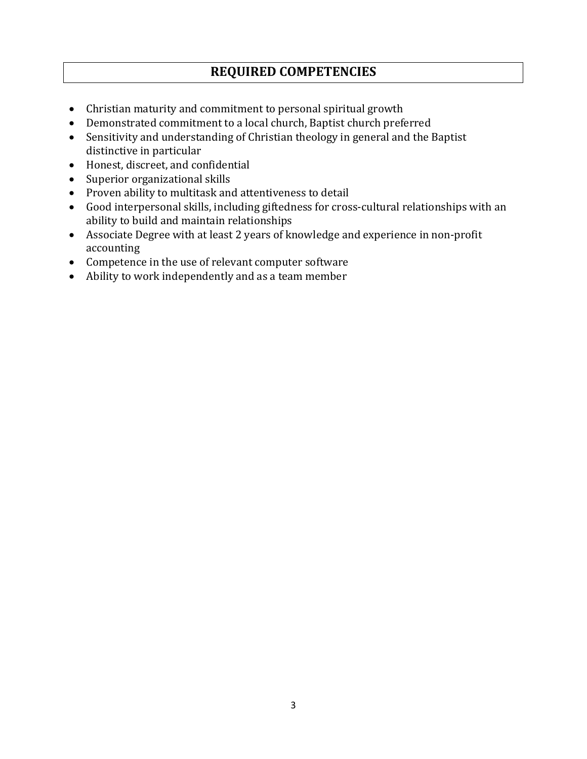## REQUIRED COMPETENCIES

- Christian maturity and commitment to personal spiritual growth
- Demonstrated commitment to a local church, Baptist church preferred
- Sensitivity and understanding of Christian theology in general and the Baptist distinctive in particular
- Honest, discreet, and confidential
- Superior organizational skills
- Proven ability to multitask and attentiveness to detail
- Good interpersonal skills, including giftedness for cross-cultural relationships with an ability to build and maintain relationships
- Associate Degree with at least 2 years of knowledge and experience in non-profit accounting
- Competence in the use of relevant computer software
- Ability to work independently and as a team member